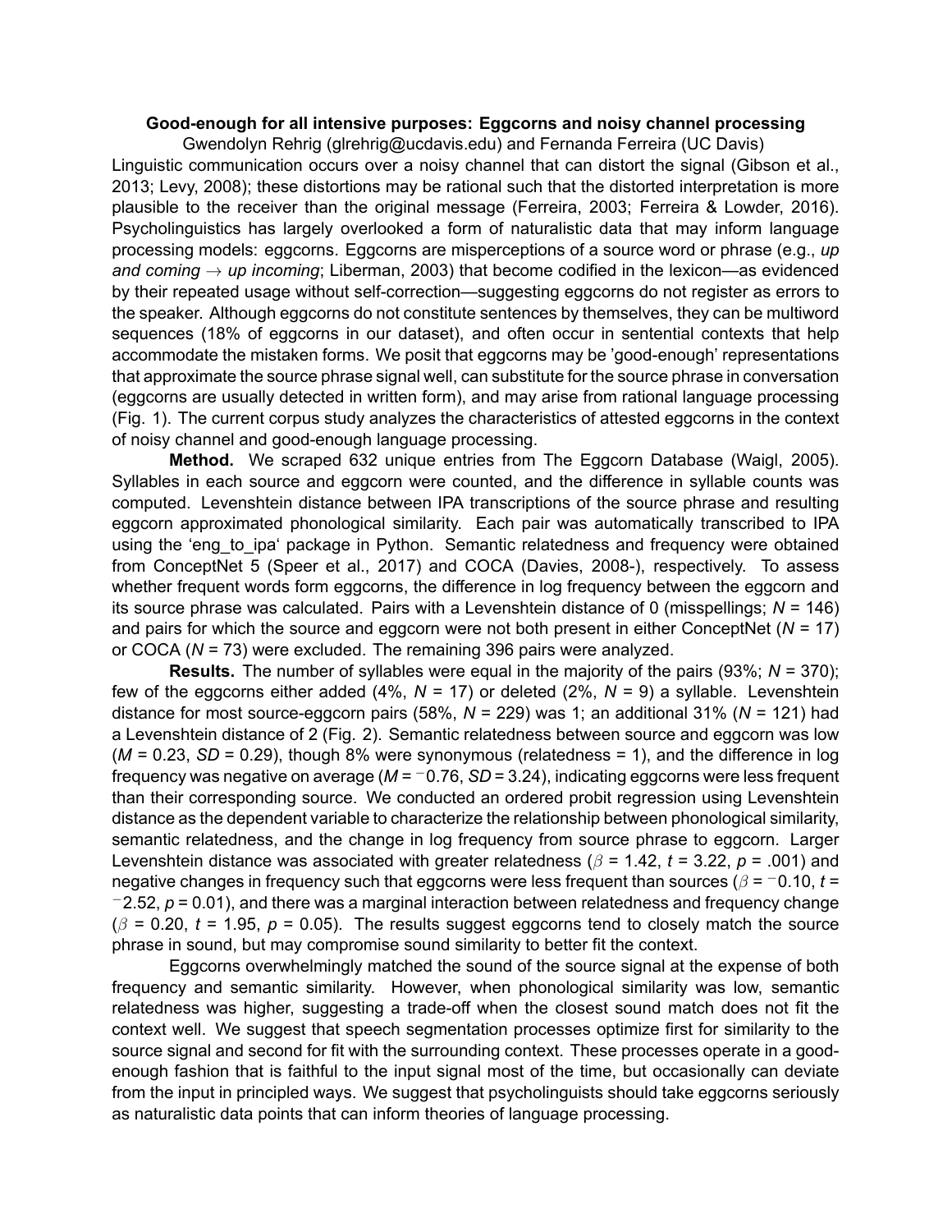**Good-enough for all intensive purposes: Eggcorns and noisy channel processing**

Gwendolyn Rehrig (glrehrig@ucdavis.edu) and Fernanda Ferreira (UC Davis)

Linguistic communication occurs over a noisy channel that can distort the signal (Gibson et al., 2013; Levy, 2008); these distortions may be rational such that the distorted interpretation is more plausible to the receiver than the original message (Ferreira, 2003; Ferreira & Lowder, 2016). Psycholinguistics has largely overlooked a form of naturalistic data that may inform language processing models: eggcorns. Eggcorns are misperceptions of a source word or phrase (e.g., *up and coming* $\rightarrow$ *up incoming*; Liberman, 2003) that become codified in the lexicon—as evidenced by their repeated usage without self-correction—suggesting eggcorns do not register as errors to the speaker. Although eggcorns do not constitute sentences by themselves, they can be multiword sequences (18% of eggcorns in our dataset), and often occur in sentential contexts that help accommodate the mistaken forms. We posit that eggcorns may be 'good-enough' representations that approximate the source phrase signal well, can substitute for the source phrase in conversation (eggcorns are usually detected in written form), and may arise from rational language processing (Fig. 1). The current corpus study analyzes the characteristics of attested eggcorns in the context of noisy channel and good-enough language processing.

**Method.** We scraped 632 unique entries from The Eggcorn Database (Waigl, 2005). Syllables in each source and eggcorn were counted, and the difference in syllable counts was computed. Levenshtein distance between IPA transcriptions of the source phrase and resulting eggcorn approximated phonological similarity. Each pair was automatically transcribed to IPA using the 'eng_to_ipa' package in Python. Semantic relatedness and frequency were obtained from ConceptNet 5 (Speer et al., 2017) and COCA (Davies, 2008-), respectively. To assess whether frequent words form eggcorns, the difference in log frequency between the eggcorn and its source phrase was calculated. Pairs with a Levenshtein distance of 0 (misspellings; $N$ = 146) and pairs for which the source and eggcorn were not both present in either ConceptNet ($N$ = 17) or COCA ($N$ = 73) were excluded. The remaining 396 pairs were analyzed.

**Results.** The number of syllables were equal in the majority of the pairs (93%; $N$ = 370); few of the eggcorns either added (4%, $N$ = 17) or deleted (2%, $N$ = 9) a syllable. Levenshtein distance for most source-eggcorn pairs (58%, $N$ = 229) was 1; an additional 31% ($N$ = 121) had a Levenshtein distance of 2 (Fig. 2). Semantic relatedness between source and eggcorn was low ($M$ = 0.23, $SD$ = 0.29), though 8% were synonymous (relatedness = 1), and the difference in log frequency was negative on average ($M$ = $-$0.76, $SD$ = 3.24), indicating eggcorns were less frequent than their corresponding source. We conducted an ordered probit regression using Levenshtein distance as the dependent variable to characterize the relationship between phonological similarity, semantic relatedness, and the change in log frequency from source phrase to eggcorn. Larger Levenshtein distance was associated with greater relatedness ($\beta$ = 1.42, $t$ = 3.22, $p$ = .001) and negative changes in frequency such that eggcorns were less frequent than sources ($\beta$ = $-$0.10, $t$ = $-$2.52, $p$ = 0.01), and there was a marginal interaction between relatedness and frequency change ($\beta$ = 0.20, $t$ = 1.95, $p$ = 0.05). The results suggest eggcorns tend to closely match the source phrase in sound, but may compromise sound similarity to better fit the context.

Eggcorns overwhelmingly matched the sound of the source signal at the expense of both frequency and semantic similarity. However, when phonological similarity was low, semantic relatedness was higher, suggesting a trade-off when the closest sound match does not fit the context well. We suggest that speech segmentation processes optimize first for similarity to the source signal and second for fit with the surrounding context. These processes operate in a good-enough fashion that is faithful to the input signal most of the time, but occasionally can deviate from the input in principled ways. We suggest that psycholinguists should take eggcorns seriously as naturalistic data points that can inform theories of language processing.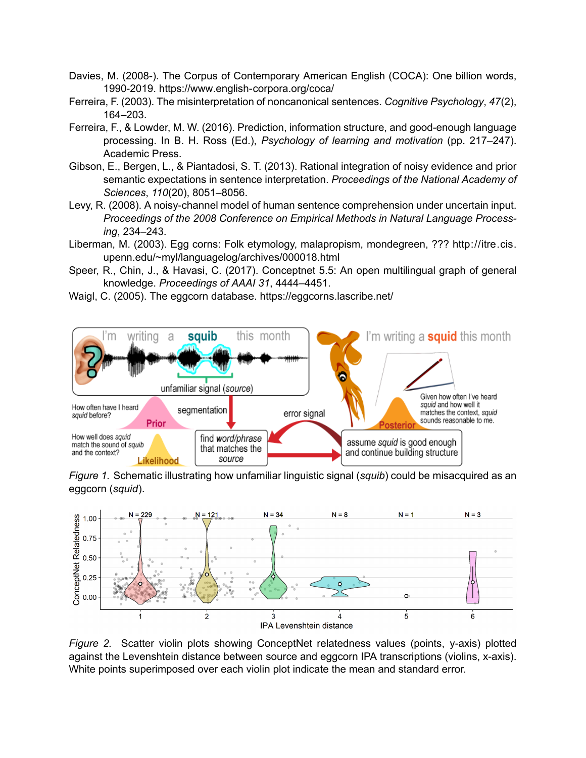Davies, M. (2008-). The Corpus of Contemporary American English (COCA): One billion words, 1990-2019. https://www.english-corpora.org/coca/

Ferreira, F. (2003). The misinterpretation of noncanonical sentences. *Cognitive Psychology*, *47*(2), 164–203.

Ferreira, F., & Lowder, M. W. (2016). Prediction, information structure, and good-enough language processing. In B. H. Ross (Ed.), *Psychology of learning and motivation* (pp. 217–247). Academic Press.

Gibson, E., Bergen, L., & Piantadosi, S. T. (2013). Rational integration of noisy evidence and prior semantic expectations in sentence interpretation. *Proceedings of the National Academy of Sciences*, *110*(20), 8051–8056.

Levy, R. (2008). A noisy-channel model of human sentence comprehension under uncertain input. *Proceedings of the 2008 Conference on Empirical Methods in Natural Language Processing*, 234–243.

Liberman, M. (2003). Egg corns: Folk etymology, malapropism, mondegreen, ??? http://itre.cis.upenn.edu/~myl/languagelog/archives/000018.html

Speer, R., Chin, J., & Havasi, C. (2017). Conceptnet 5.5: An open multilingual graph of general knowledge. *Proceedings of AAAI 31*, 4444–4451.

Waigl, C. (2005). The eggcorn database. https://eggcorns.lascribe.net/

I'm writing a squib this month

unfamiliar signal (source)

I'm writing a squid this month

How often have I heard squid before?

Prior

segmentation

error signal

Given how often I've heard squid and how well it matches the context, squid sounds reasonable to me.

Posterior

How well does squid match the sound of squib and the context?

Likelihood

find word/phrase that matches the source

assume squid is good enough and continue building structure

*Figure 1.* Schematic illustrating how unfamiliar linguistic signal (*squib*) could be misacquired as an eggcorn (*squid*).

N = 229 N = 121 N = 34 N = 8 N = 1 N = 3

ConceptNet Relatedness

1.00 0.75 0.50 0.25 0.00

1 2 3 4 5 6

IPA Levenshtein distance

*Figure 2.* Scatter violin plots showing ConceptNet relatedness values (points, y-axis) plotted against the Levenshtein distance between source and eggcorn IPA transcriptions (violins, x-axis). White points superimposed over each violin plot indicate the mean and standard error.